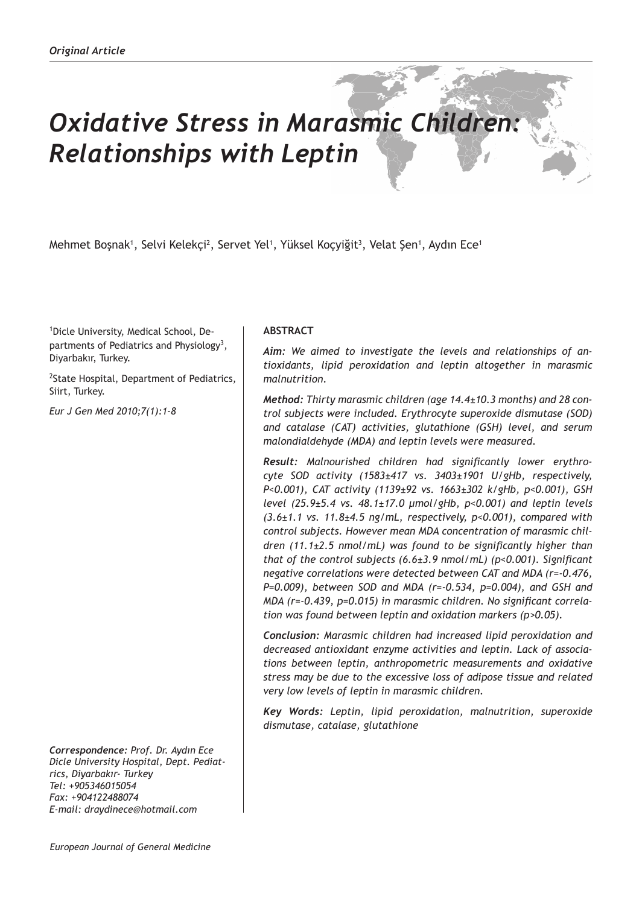*Original Article*

# *Oxidative Stress in Marasmic Children: Relationships with Leptin*

Mehmet Boşnak[1], Selvi Kelekçi[2], Servet Yel[1], Yüksel Koçyiğit[3], Velat Şen[1], Aydın Ece[1]

[1]Dicle University, Medical School, Departments of Pediatrics and Physiology[3], Diyarbakır, Turkey.

[2]State Hospital, Department of Pediatrics, Siirt, Turkey.

*Eur J Gen Med 2010;7(1):1-8*

## ABSTRACT

***Aim:*** *We aimed to investigate the levels and relationships of antioxidants, lipid peroxidation and leptin altogether in marasmic malnutrition.*

***Method:*** *Thirty marasmic children (age 14.4±10.3 months) and 28 control subjects were included. Erythrocyte superoxide dismutase (SOD) and catalase (CAT) activities, glutathione (GSH) level, and serum malondialdehyde (MDA) and leptin levels were measured.*

***Result:*** *Malnourished children had significantly lower erythrocyte SOD activity (1583±417 vs. 3403±1901 U/gHb, respectively, P<0.001), CAT activity (1139±92 vs. 1663±302 k/gHb, p<0.001), GSH level (25.9±5.4 vs. 48.1±17.0 µmol/gHb, p<0.001) and leptin levels (3.6±1.1 vs. 11.8±4.5 ng/mL, respectively, p<0.001), compared with control subjects. However mean MDA concentration of marasmic children (11.1±2.5 nmol/mL) was found to be significantly higher than that of the control subjects (6.6±3.9 nmol/mL) (p<0.001). Significant negative correlations were detected between CAT and MDA (r=-0.476, P=0.009), between SOD and MDA (r=-0.534, p=0.004), and GSH and MDA (r=-0.439, p=0.015) in marasmic children. No significant correlation was found between leptin and oxidation markers (p>0.05).*

***Conclusion:*** *Marasmic children had increased lipid peroxidation and decreased antioxidant enzyme activities and leptin. Lack of associations between leptin, anthropometric measurements and oxidative stress may be due to the excessive loss of adipose tissue and related very low levels of leptin in marasmic children.*

***Key Words:*** *Leptin, lipid peroxidation, malnutrition, superoxide dismutase, catalase, glutathione*

***Correspondence:*** *Prof. Dr. Aydın Ece*
*Dicle University Hospital, Dept. Pediatrics, Diyarbakır- Turkey*
*Tel: +905346015054*
*Fax: +904122488074*
*E-mail: draydinece@hotmail.com*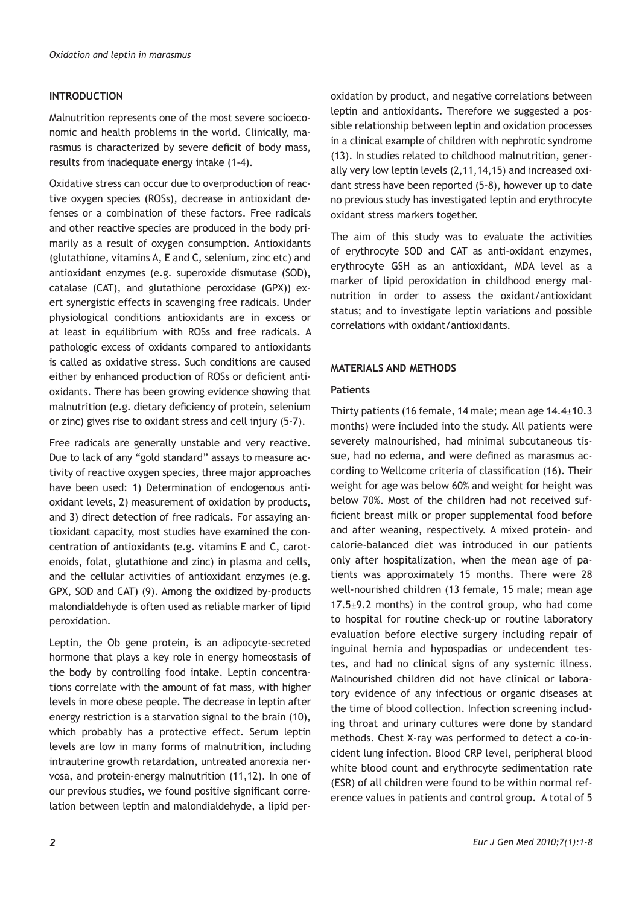## INTRODUCTION

Malnutrition represents one of the most severe socioeconomic and health problems in the world. Clinically, marasmus is characterized by severe deficit of body mass, results from inadequate energy intake (1-4).

Oxidative stress can occur due to overproduction of reactive oxygen species (ROSs), decrease in antioxidant defenses or a combination of these factors. Free radicals and other reactive species are produced in the body primarily as a result of oxygen consumption. Antioxidants (glutathione, vitamins A, E and C, selenium, zinc etc) and antioxidant enzymes (e.g. superoxide dismutase (SOD), catalase (CAT), and glutathione peroxidase (GPX)) exert synergistic effects in scavenging free radicals. Under physiological conditions antioxidants are in excess or at least in equilibrium with ROSs and free radicals. A pathologic excess of oxidants compared to antioxidants is called as oxidative stress. Such conditions are caused either by enhanced production of ROSs or deficient antioxidants. There has been growing evidence showing that malnutrition (e.g. dietary deficiency of protein, selenium or zinc) gives rise to oxidant stress and cell injury (5-7).

Free radicals are generally unstable and very reactive. Due to lack of any "gold standard" assays to measure activity of reactive oxygen species, three major approaches have been used: 1) Determination of endogenous antioxidant levels, 2) measurement of oxidation by products, and 3) direct detection of free radicals. For assaying antioxidant capacity, most studies have examined the concentration of antioxidants (e.g. vitamins E and C, carotenoids, folat, glutathione and zinc) in plasma and cells, and the cellular activities of antioxidant enzymes (e.g. GPX, SOD and CAT) (9). Among the oxidized by-products malondialdehyde is often used as reliable marker of lipid peroxidation.

Leptin, the Ob gene protein, is an adipocyte-secreted hormone that plays a key role in energy homeostasis of the body by controlling food intake. Leptin concentrations correlate with the amount of fat mass, with higher levels in more obese people. The decrease in leptin after energy restriction is a starvation signal to the brain (10), which probably has a protective effect. Serum leptin levels are low in many forms of malnutrition, including intrauterine growth retardation, untreated anorexia nervosa, and protein-energy malnutrition (11,12). In one of our previous studies, we found positive significant correlation between leptin and malondialdehyde, a lipid peroxidation by product, and negative correlations between leptin and antioxidants. Therefore we suggested a possible relationship between leptin and oxidation processes in a clinical example of children with nephrotic syndrome (13). In studies related to childhood malnutrition, generally very low leptin levels (2,11,14,15) and increased oxidant stress have been reported (5-8), however up to date no previous study has investigated leptin and erythrocyte oxidant stress markers together.

The aim of this study was to evaluate the activities of erythrocyte SOD and CAT as anti-oxidant enzymes, erythrocyte GSH as an antioxidant, MDA level as a marker of lipid peroxidation in childhood energy malnutrition in order to assess the oxidant/antioxidant status; and to investigate leptin variations and possible correlations with oxidant/antioxidants.

## MATERIALS AND METHODS

### Patients

Thirty patients (16 female, 14 male; mean age 14.4±10.3 months) were included into the study. All patients were severely malnourished, had minimal subcutaneous tissue, had no edema, and were defined as marasmus according to Wellcome criteria of classification (16). Their weight for age was below 60% and weight for height was below 70%. Most of the children had not received sufficient breast milk or proper supplemental food before and after weaning, respectively. A mixed protein- and calorie-balanced diet was introduced in our patients only after hospitalization, when the mean age of patients was approximately 15 months. There were 28 well-nourished children (13 female, 15 male; mean age 17.5±9.2 months) in the control group, who had come to hospital for routine check-up or routine laboratory evaluation before elective surgery including repair of inguinal hernia and hypospadias or undecendent testes, and had no clinical signs of any systemic illness. Malnourished children did not have clinical or laboratory evidence of any infectious or organic diseases at the time of blood collection. Infection screening including throat and urinary cultures were done by standard methods. Chest X-ray was performed to detect a co-incident lung infection. Blood CRP level, peripheral blood white blood count and erythrocyte sedimentation rate (ESR) of all children were found to be within normal reference values in patients and control group. A total of 5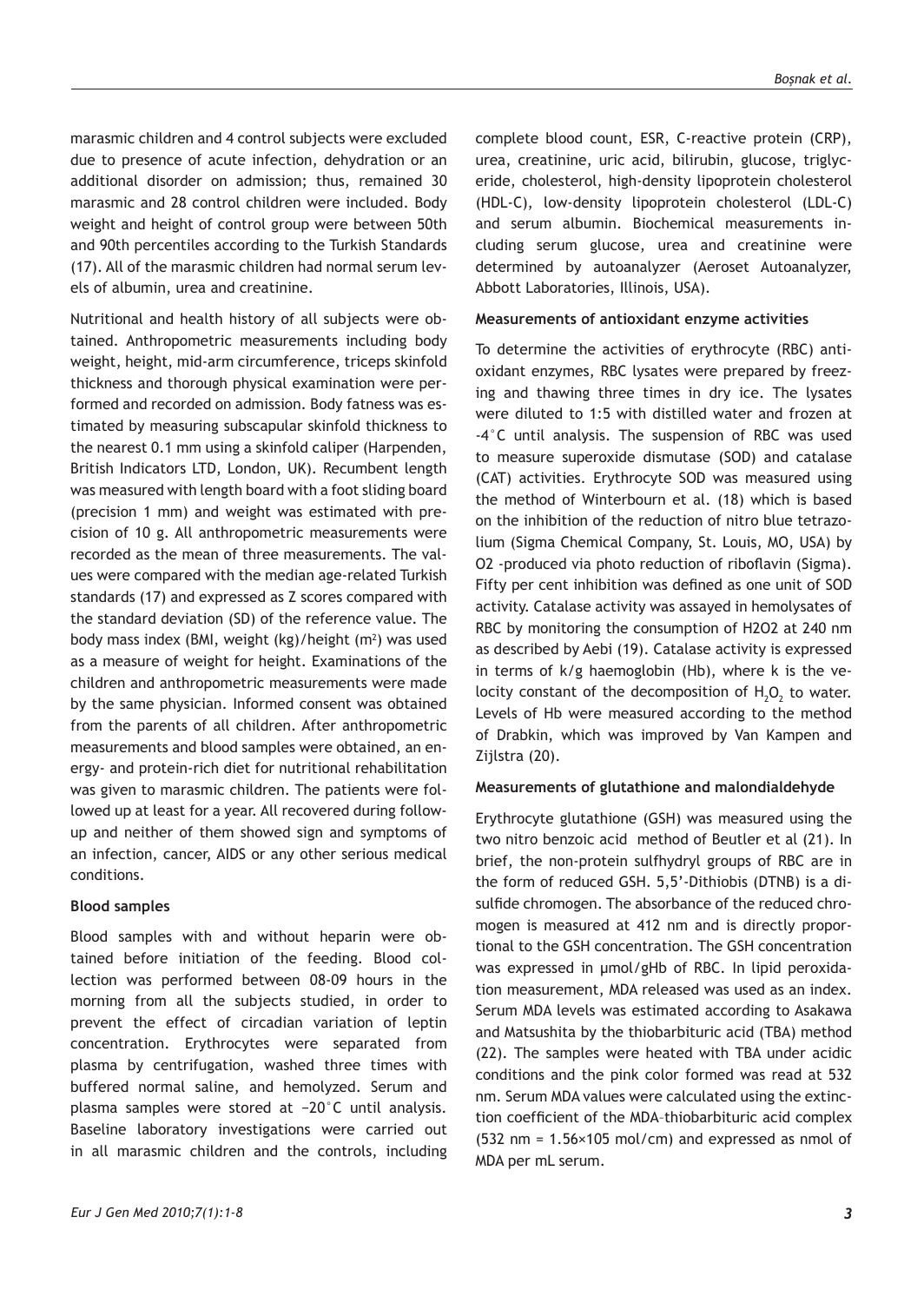marasmic children and 4 control subjects were excluded due to presence of acute infection, dehydration or an additional disorder on admission; thus, remained 30 marasmic and 28 control children were included. Body weight and height of control group were between 50th and 90th percentiles according to the Turkish Standards (17). All of the marasmic children had normal serum levels of albumin, urea and creatinine.

Nutritional and health history of all subjects were obtained. Anthropometric measurements including body weight, height, mid-arm circumference, triceps skinfold thickness and thorough physical examination were performed and recorded on admission. Body fatness was estimated by measuring subscapular skinfold thickness to the nearest 0.1 mm using a skinfold caliper (Harpenden, British Indicators LTD, London, UK). Recumbent length was measured with length board with a foot sliding board (precision 1 mm) and weight was estimated with precision of 10 g. All anthropometric measurements were recorded as the mean of three measurements. The values were compared with the median age-related Turkish standards (17) and expressed as Z scores compared with the standard deviation (SD) of the reference value. The body mass index (BMI, weight (kg)/height ($m^2$) was used as a measure of weight for height. Examinations of the children and anthropometric measurements were made by the same physician. Informed consent was obtained from the parents of all children. After anthropometric measurements and blood samples were obtained, an energy- and protein-rich diet for nutritional rehabilitation was given to marasmic children. The patients were followed up at least for a year. All recovered during follow-up and neither of them showed sign and symptoms of an infection, cancer, AIDS or any other serious medical conditions.

**Blood samples**

Blood samples with and without heparin were obtained before initiation of the feeding. Blood collection was performed between 08-09 hours in the morning from all the subjects studied, in order to prevent the effect of circadian variation of leptin concentration. Erythrocytes were separated from plasma by centrifugation, washed three times with buffered normal saline, and hemolyzed. Serum and plasma samples were stored at −20°C until analysis. Baseline laboratory investigations were carried out in all marasmic children and the controls, including complete blood count, ESR, C-reactive protein (CRP), urea, creatinine, uric acid, bilirubin, glucose, triglyceride, cholesterol, high-density lipoprotein cholesterol (HDL-C), low-density lipoprotein cholesterol (LDL-C) and serum albumin. Biochemical measurements including serum glucose, urea and creatinine were determined by autoanalyzer (Aeroset Autoanalyzer, Abbott Laboratories, Illinois, USA).

**Measurements of antioxidant enzyme activities**

To determine the activities of erythrocyte (RBC) antioxidant enzymes, RBC lysates were prepared by freezing and thawing three times in dry ice. The lysates were diluted to 1:5 with distilled water and frozen at -4°C until analysis. The suspension of RBC was used to measure superoxide dismutase (SOD) and catalase (CAT) activities. Erythrocyte SOD was measured using the method of Winterbourn et al. (18) which is based on the inhibition of the reduction of nitro blue tetrazolium (Sigma Chemical Company, St. Louis, MO, USA) by O2 -produced via photo reduction of riboflavin (Sigma). Fifty per cent inhibition was defined as one unit of SOD activity. Catalase activity was assayed in hemolysates of RBC by monitoring the consumption of H2O2 at 240 nm as described by Aebi (19). Catalase activity is expressed in terms of k/g haemoglobin (Hb), where k is the velocity constant of the decomposition of $H_2O_2$ to water. Levels of Hb were measured according to the method of Drabkin, which was improved by Van Kampen and Zijlstra (20).

**Measurements of glutathione and malondialdehyde**

Erythrocyte glutathione (GSH) was measured using the two nitro benzoic acid method of Beutler et al (21). In brief, the non-protein sulfhydryl groups of RBC are in the form of reduced GSH. 5,5'-Dithiobis (DTNB) is a disulfide chromogen. The absorbance of the reduced chromogen is measured at 412 nm and is directly proportional to the GSH concentration. The GSH concentration was expressed in µmol/gHb of RBC. In lipid peroxidation measurement, MDA released was used as an index. Serum MDA levels was estimated according to Asakawa and Matsushita by the thiobarbituric acid (TBA) method (22). The samples were heated with TBA under acidic conditions and the pink color formed was read at 532 nm. Serum MDA values were calculated using the extinction coefficient of the MDA–thiobarbituric acid complex (532 nm = 1.56×105 mol/cm) and expressed as nmol of MDA per mL serum.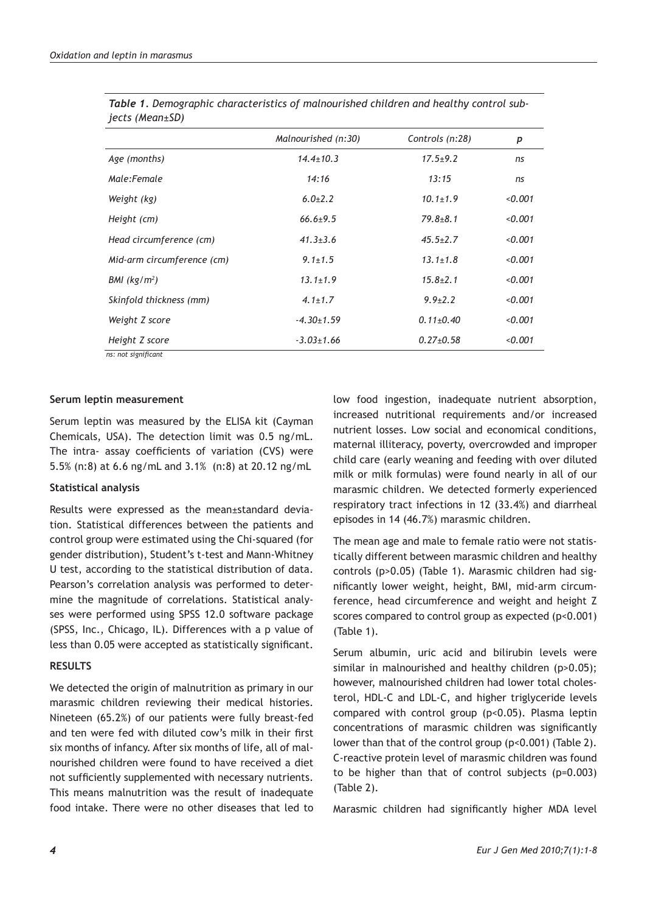*Table 1. Demographic characteristics of malnourished children and healthy control subjects (Mean±SD)*

| | Malnourished (n:30) | Controls (n:28) | p |
|---|---|---|---|
| Age (months) | 14.4±10.3 | 17.5±9.2 | ns |
| Male:Female | 14:16 | 13:15 | ns |
| Weight (kg) | 6.0±2.2 | 10.1±1.9 | <0.001 |
| Height (cm) | 66.6±9.5 | 79.8±8.1 | <0.001 |
| Head circumference (cm) | 41.3±3.6 | 45.5±2.7 | <0.001 |
| Mid-arm circumference (cm) | 9.1±1.5 | 13.1±1.8 | <0.001 |
| BMI ($kg/m^2$) | 13.1±1.9 | 15.8±2.1 | <0.001 |
| Skinfold thickness (mm) | 4.1±1.7 | 9.9±2.2 | <0.001 |
| Weight Z score | -4.30±1.59 | 0.11±0.40 | <0.001 |
| Height Z score | -3.03±1.66 | 0.27±0.58 | <0.001 |

ns: not significant

**Serum leptin measurement**

Serum leptin was measured by the ELISA kit (Cayman Chemicals, USA). The detection limit was 0.5 ng/mL. The intra- assay coefficients of variation (CVS) were 5.5% (n:8) at 6.6 ng/mL and 3.1% (n:8) at 20.12 ng/mL

**Statistical analysis**

Results were expressed as the mean±standard deviation. Statistical differences between the patients and control group were estimated using the Chi-squared (for gender distribution), Student's t-test and Mann-Whitney U test, according to the statistical distribution of data. Pearson's correlation analysis was performed to determine the magnitude of correlations. Statistical analyses were performed using SPSS 12.0 software package (SPSS, Inc., Chicago, IL). Differences with a p value of less than 0.05 were accepted as statistically significant.

**RESULTS**

We detected the origin of malnutrition as primary in our marasmic children reviewing their medical histories. Nineteen (65.2%) of our patients were fully breast-fed and ten were fed with diluted cow's milk in their first six months of infancy. After six months of life, all of malnourished children were found to have received a diet not sufficiently supplemented with necessary nutrients. This means malnutrition was the result of inadequate food intake. There were no other diseases that led to low food ingestion, inadequate nutrient absorption, increased nutritional requirements and/or increased nutrient losses. Low social and economical conditions, maternal illiteracy, poverty, overcrowded and improper child care (early weaning and feeding with over diluted milk or milk formulas) were found nearly in all of our marasmic children. We detected formerly experienced respiratory tract infections in 12 (33.4%) and diarrheal episodes in 14 (46.7%) marasmic children.

The mean age and male to female ratio were not statistically different between marasmic children and healthy controls ($p>0.05$) (Table 1). Marasmic children had significantly lower weight, height, BMI, mid-arm circumference, head circumference and weight and height Z scores compared to control group as expected ($p<0.001$) (Table 1).

Serum albumin, uric acid and bilirubin levels were similar in malnourished and healthy children ($p>0.05$); however, malnourished children had lower total cholesterol, HDL-C and LDL-C, and higher triglyceride levels compared with control group ($p<0.05$). Plasma leptin concentrations of marasmic children was significantly lower than that of the control group ($p<0.001$) (Table 2). C-reactive protein level of marasmic children was found to be higher than that of control subjects ($p=0.003$) (Table 2).

Marasmic children had significantly higher MDA level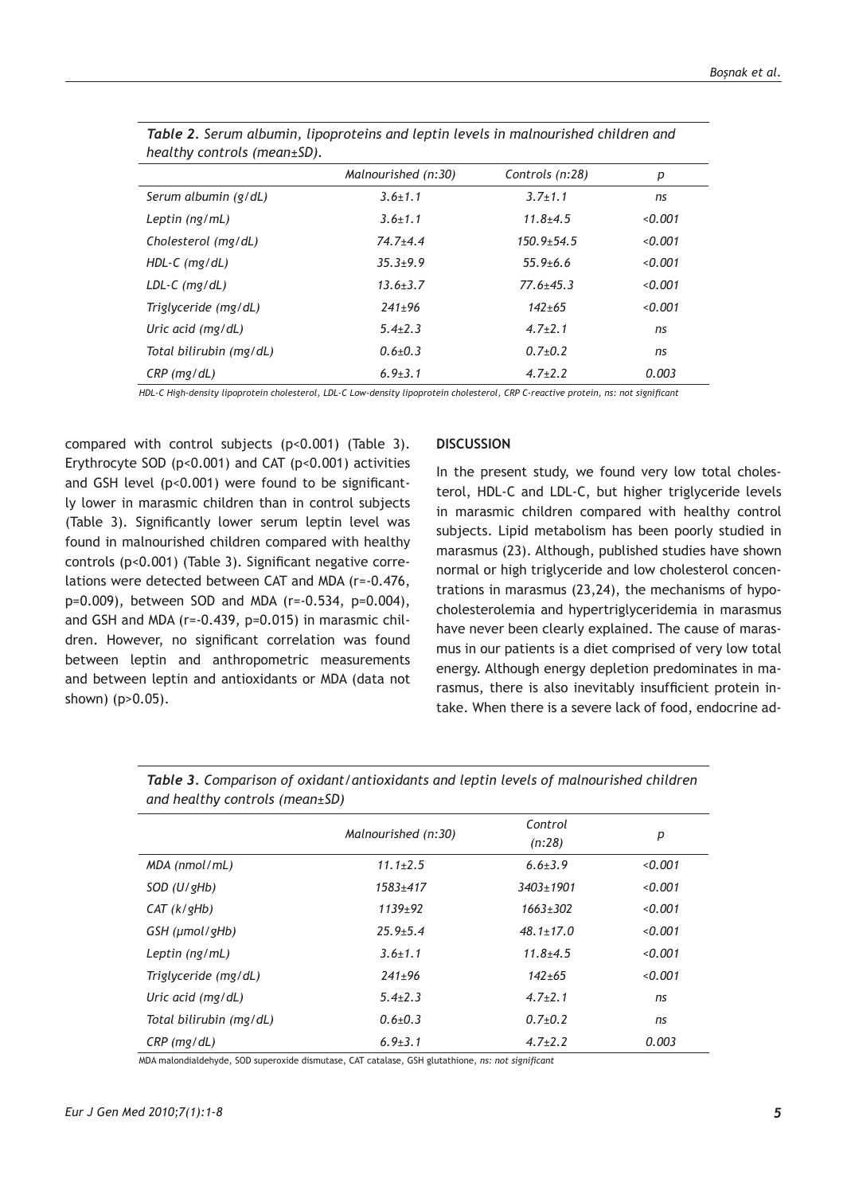*Table 2. Serum albumin, lipoproteins and leptin levels in malnourished children and healthy controls (mean±SD).*

| | Malnourished (n:30) | Controls (n:28) | p |
|---|---|---|---|
| Serum albumin (g/dL) | 3.6±1.1 | 3.7±1.1 | ns |
| Leptin (ng/mL) | 3.6±1.1 | 11.8±4.5 | <0.001 |
| Cholesterol (mg/dL) | 74.7±4.4 | 150.9±54.5 | <0.001 |
| HDL-C (mg/dL) | 35.3±9.9 | 55.9±6.6 | <0.001 |
| LDL-C (mg/dL) | 13.6±3.7 | 77.6±45.3 | <0.001 |
| Triglyceride (mg/dL) | 241±96 | 142±65 | <0.001 |
| Uric acid (mg/dL) | 5.4±2.3 | 4.7±2.1 | ns |
| Total bilirubin (mg/dL) | 0.6±0.3 | 0.7±0.2 | ns |
| CRP (mg/dL) | 6.9±3.1 | 4.7±2.2 | 0.003 |

HDL-C High-density lipoprotein cholesterol, LDL-C Low-density lipoprotein cholesterol, CRP C-reactive protein, ns: not significant

compared with control subjects ($p<0.001$) (Table 3). Erythrocyte SOD ($p<0.001$) and CAT ($p<0.001$) activities and GSH level ($p<0.001$) were found to be significantly lower in marasmic children than in control subjects (Table 3). Significantly lower serum leptin level was found in malnourished children compared with healthy controls ($p<0.001$) (Table 3). Significant negative correlations were detected between CAT and MDA ($r=-0.476$, $p=0.009$), between SOD and MDA ($r=-0.534$, $p=0.004$), and GSH and MDA ($r=-0.439$, $p=0.015$) in marasmic children. However, no significant correlation was found between leptin and anthropometric measurements and between leptin and antioxidants or MDA (data not shown) ($p>0.05$).

## DISCUSSION

In the present study, we found very low total cholesterol, HDL-C and LDL-C, but higher triglyceride levels in marasmic children compared with healthy control subjects. Lipid metabolism has been poorly studied in marasmus (23). Although, published studies have shown normal or high triglyceride and low cholesterol concentrations in marasmus (23,24), the mechanisms of hypocholesterolemia and hypertriglyceridemia in marasmus have never been clearly explained. The cause of marasmus in our patients is a diet comprised of very low total energy. Although energy depletion predominates in marasmus, there is also inevitably insufficient protein intake. When there is a severe lack of food, endocrine ad-

*Table 3. Comparison of oxidant/antioxidants and leptin levels of malnourished children and healthy controls (mean±SD)*

| | Malnourished (n:30) | Control (n:28) | p |
|---|---|---|---|
| MDA (nmol/mL) | 11.1±2.5 | 6.6±3.9 | <0.001 |
| SOD (U/gHb) | 1583±417 | 3403±1901 | <0.001 |
| CAT (k/gHb) | 1139±92 | 1663±302 | <0.001 |
| GSH (µmol/gHb) | 25.9±5.4 | 48.1±17.0 | <0.001 |
| Leptin (ng/mL) | 3.6±1.1 | 11.8±4.5 | <0.001 |
| Triglyceride (mg/dL) | 241±96 | 142±65 | <0.001 |
| Uric acid (mg/dL) | 5.4±2.3 | 4.7±2.1 | ns |
| Total bilirubin (mg/dL) | 0.6±0.3 | 0.7±0.2 | ns |
| CRP (mg/dL) | 6.9±3.1 | 4.7±2.2 | 0.003 |

MDA malondialdehyde, SOD superoxide dismutase, CAT catalase, GSH glutathione, ns: not significant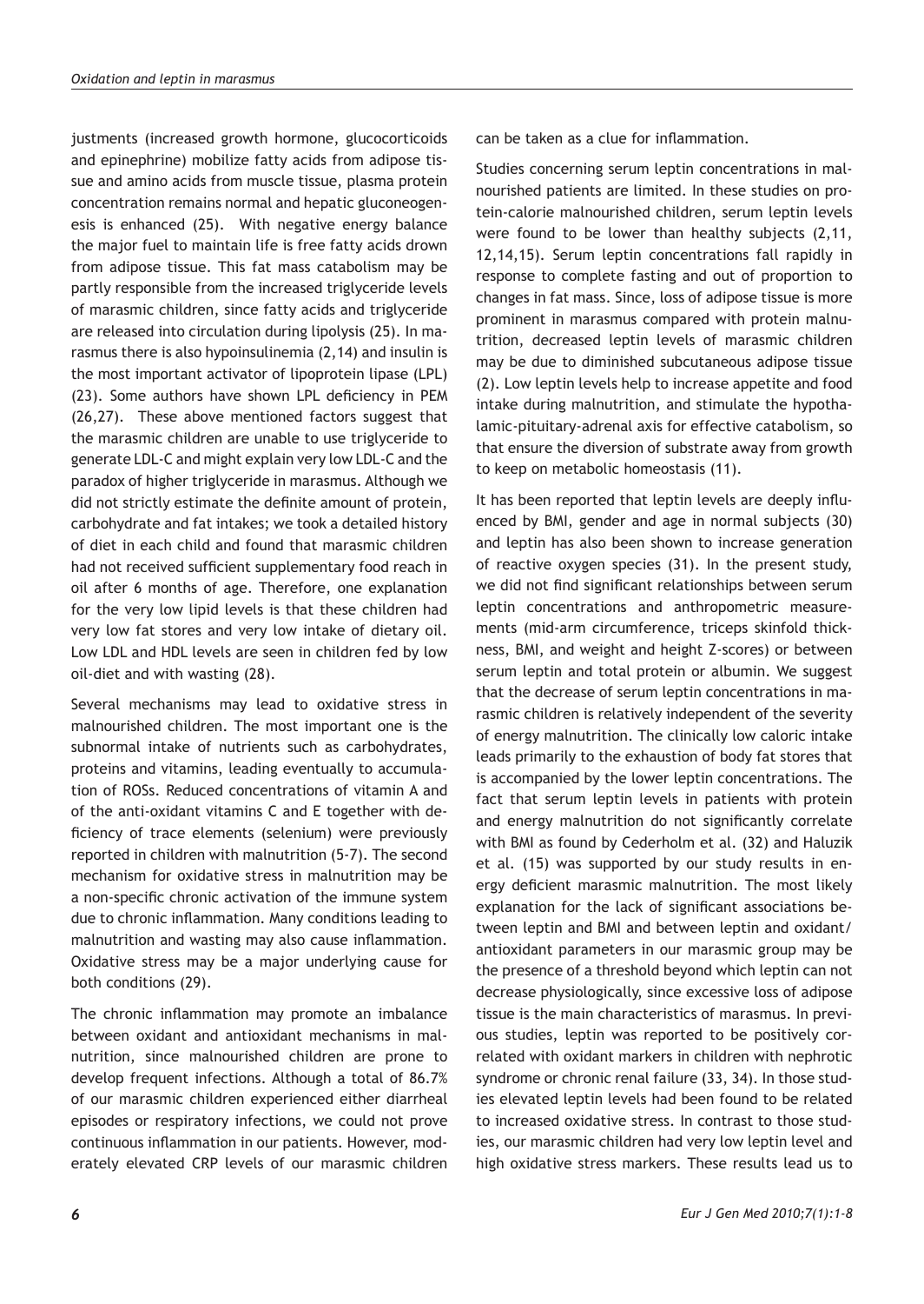justments (increased growth hormone, glucocorticoids and epinephrine) mobilize fatty acids from adipose tissue and amino acids from muscle tissue, plasma protein concentration remains normal and hepatic gluconeogenesis is enhanced (25). With negative energy balance the major fuel to maintain life is free fatty acids drown from adipose tissue. This fat mass catabolism may be partly responsible from the increased triglyceride levels of marasmic children, since fatty acids and triglyceride are released into circulation during lipolysis (25). In marasmus there is also hypoinsulinemia (2,14) and insulin is the most important activator of lipoprotein lipase (LPL) (23). Some authors have shown LPL deficiency in PEM (26,27). These above mentioned factors suggest that the marasmic children are unable to use triglyceride to generate LDL-C and might explain very low LDL-C and the paradox of higher triglyceride in marasmus. Although we did not strictly estimate the definite amount of protein, carbohydrate and fat intakes; we took a detailed history of diet in each child and found that marasmic children had not received sufficient supplementary food reach in oil after 6 months of age. Therefore, one explanation for the very low lipid levels is that these children had very low fat stores and very low intake of dietary oil. Low LDL and HDL levels are seen in children fed by low oil-diet and with wasting (28).

Several mechanisms may lead to oxidative stress in malnourished children. The most important one is the subnormal intake of nutrients such as carbohydrates, proteins and vitamins, leading eventually to accumulation of ROSs. Reduced concentrations of vitamin A and of the anti-oxidant vitamins C and E together with deficiency of trace elements (selenium) were previously reported in children with malnutrition (5-7). The second mechanism for oxidative stress in malnutrition may be a non-specific chronic activation of the immune system due to chronic inflammation. Many conditions leading to malnutrition and wasting may also cause inflammation. Oxidative stress may be a major underlying cause for both conditions (29).

The chronic inflammation may promote an imbalance between oxidant and antioxidant mechanisms in malnutrition, since malnourished children are prone to develop frequent infections. Although a total of 86.7% of our marasmic children experienced either diarrheal episodes or respiratory infections, we could not prove continuous inflammation in our patients. However, moderately elevated CRP levels of our marasmic children can be taken as a clue for inflammation.

Studies concerning serum leptin concentrations in malnourished patients are limited. In these studies on protein-calorie malnourished children, serum leptin levels were found to be lower than healthy subjects (2,11, 12,14,15). Serum leptin concentrations fall rapidly in response to complete fasting and out of proportion to changes in fat mass. Since, loss of adipose tissue is more prominent in marasmus compared with protein malnutrition, decreased leptin levels of marasmic children may be due to diminished subcutaneous adipose tissue (2). Low leptin levels help to increase appetite and food intake during malnutrition, and stimulate the hypothalamic-pituitary-adrenal axis for effective catabolism, so that ensure the diversion of substrate away from growth to keep on metabolic homeostasis (11).

It has been reported that leptin levels are deeply influenced by BMI, gender and age in normal subjects (30) and leptin has also been shown to increase generation of reactive oxygen species (31). In the present study, we did not find significant relationships between serum leptin concentrations and anthropometric measurements (mid-arm circumference, triceps skinfold thickness, BMI, and weight and height Z-scores) or between serum leptin and total protein or albumin. We suggest that the decrease of serum leptin concentrations in marasmic children is relatively independent of the severity of energy malnutrition. The clinically low caloric intake leads primarily to the exhaustion of body fat stores that is accompanied by the lower leptin concentrations. The fact that serum leptin levels in patients with protein and energy malnutrition do not significantly correlate with BMI as found by Cederholm et al. (32) and Haluzik et al. (15) was supported by our study results in energy deficient marasmic malnutrition. The most likely explanation for the lack of significant associations between leptin and BMI and between leptin and oxidant/antioxidant parameters in our marasmic group may be the presence of a threshold beyond which leptin can not decrease physiologically, since excessive loss of adipose tissue is the main characteristics of marasmus. In previous studies, leptin was reported to be positively correlated with oxidant markers in children with nephrotic syndrome or chronic renal failure (33, 34). In those studies elevated leptin levels had been found to be related to increased oxidative stress. In contrast to those studies, our marasmic children had very low leptin level and high oxidative stress markers. These results lead us to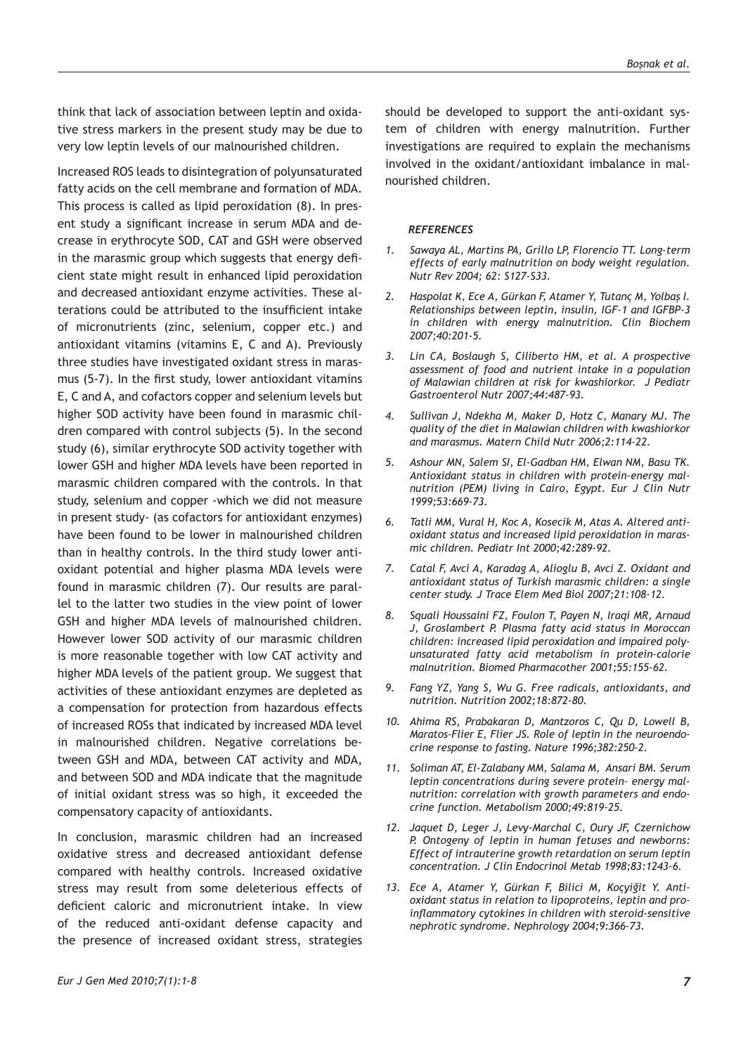think that lack of association between leptin and oxidative stress markers in the present study may be due to very low leptin levels of our malnourished children.

Increased ROS leads to disintegration of polyunsaturated fatty acids on the cell membrane and formation of MDA. This process is called as lipid peroxidation (8). In present study a significant increase in serum MDA and decrease in erythrocyte SOD, CAT and GSH were observed in the marasmic group which suggests that energy deficient state might result in enhanced lipid peroxidation and decreased antioxidant enzyme activities. These alterations could be attributed to the insufficient intake of micronutrients (zinc, selenium, copper etc.) and antioxidant vitamins (vitamins E, C and A). Previously three studies have investigated oxidant stress in marasmus (5-7). In the first study, lower antioxidant vitamins E, C and A, and cofactors copper and selenium levels but higher SOD activity have been found in marasmic children compared with control subjects (5). In the second study (6), similar erythrocyte SOD activity together with lower GSH and higher MDA levels have been reported in marasmic children compared with the controls. In that study, selenium and copper -which we did not measure in present study- (as cofactors for antioxidant enzymes) have been found to be lower in malnourished children than in healthy controls. In the third study lower antioxidant potential and higher plasma MDA levels were found in marasmic children (7). Our results are parallel to the latter two studies in the view point of lower GSH and higher MDA levels of malnourished children. However lower SOD activity of our marasmic children is more reasonable together with low CAT activity and higher MDA levels of the patient group. We suggest that activities of these antioxidant enzymes are depleted as a compensation for protection from hazardous effects of increased ROSs that indicated by increased MDA level in malnourished children. Negative correlations between GSH and MDA, between CAT activity and MDA, and between SOD and MDA indicate that the magnitude of initial oxidant stress was so high, it exceeded the compensatory capacity of antioxidants.

In conclusion, marasmic children had an increased oxidative stress and decreased antioxidant defense compared with healthy controls. Increased oxidative stress may result from some deleterious effects of deficient caloric and micronutrient intake. In view of the reduced anti-oxidant defense capacity and the presence of increased oxidant stress, strategies should be developed to support the anti-oxidant system of children with energy malnutrition. Further investigations are required to explain the mechanisms involved in the oxidant/antioxidant imbalance in malnourished children.

### *REFERENCES*

1. *Sawaya AL, Martins PA, Grillo LP, Florencio TT. Long-term effects of early malnutrition on body weight regulation. Nutr Rev 2004; 62: S127-S33.*
2. *Haspolat K, Ece A, Gürkan F, Atamer Y, Tutanç M, Yolbaş I. Relationships between leptin, insulin, IGF-1 and IGFBP-3 in children with energy malnutrition. Clin Biochem 2007;40:201-5.*
3. *Lin CA, Boslaugh S, Ciliberto HM, et al. A prospective assessment of food and nutrient intake in a population of Malawian children at risk for kwashiorkor. J Pediatr Gastroenterol Nutr 2007;44:487-93.*
4. *Sullivan J, Ndekha M, Maker D, Hotz C, Manary MJ. The quality of the diet in Malawian children with kwashiorkor and marasmus. Matern Child Nutr 2006;2:114-22.*
5. *Ashour MN, Salem SI, El-Gadban HM, Elwan NM, Basu TK. Antioxidant status in children with protein-energy malnutrition (PEM) living in Cairo, Egypt. Eur J Clin Nutr 1999;53:669-73.*
6. *Tatli MM, Vural H, Koc A, Kosecik M, Atas A. Altered antioxidant status and increased lipid peroxidation in marasmic children. Pediatr Int 2000;42:289-92.*
7. *Catal F, Avci A, Karadag A, Alioglu B, Avci Z. Oxidant and antioxidant status of Turkish marasmic children: a single center study. J Trace Elem Med Biol 2007;21:108-12.*
8. *Squali Houssaini FZ, Foulon T, Payen N, Iraqi MR, Arnaud J, Groslambert P. Plasma fatty acid status in Moroccan children: increased lipid peroxidation and impaired polyunsaturated fatty acid metabolism in protein-calorie malnutrition. Biomed Pharmacother 2001;55:155-62.*
9. *Fang YZ, Yang S, Wu G. Free radicals, antioxidants, and nutrition. Nutrition 2002;18:872-80.*
10. *Ahima RS, Prabakaran D, Mantzoros C, Qu D, Lowell B, Maratos-Flier E, Flier JS. Role of leptin in the neuroendocrine response to fasting. Nature 1996;382:250-2.*
11. *Soliman AT, El-Zalabany MM, Salama M, Ansari BM. Serum leptin concentrations during severe protein- energy malnutrition: correlation with growth parameters and endocrine function. Metabolism 2000;49:819-25.*
12. *Jaquet D, Leger J, Levy-Marchal C, Oury JF, Czernichow P. Ontogeny of leptin in human fetuses and newborns: Effect of intrauterine growth retardation on serum leptin concentration. J Clin Endocrinol Metab 1998;83:1243-6.*
13. *Ece A, Atamer Y, Gürkan F, Bilici M, Koçyiğit Y. Antioxidant status in relation to lipoproteins, leptin and proinflammatory cytokines in children with steroid-sensitive nephrotic syndrome. Nephrology 2004;9:366-73.*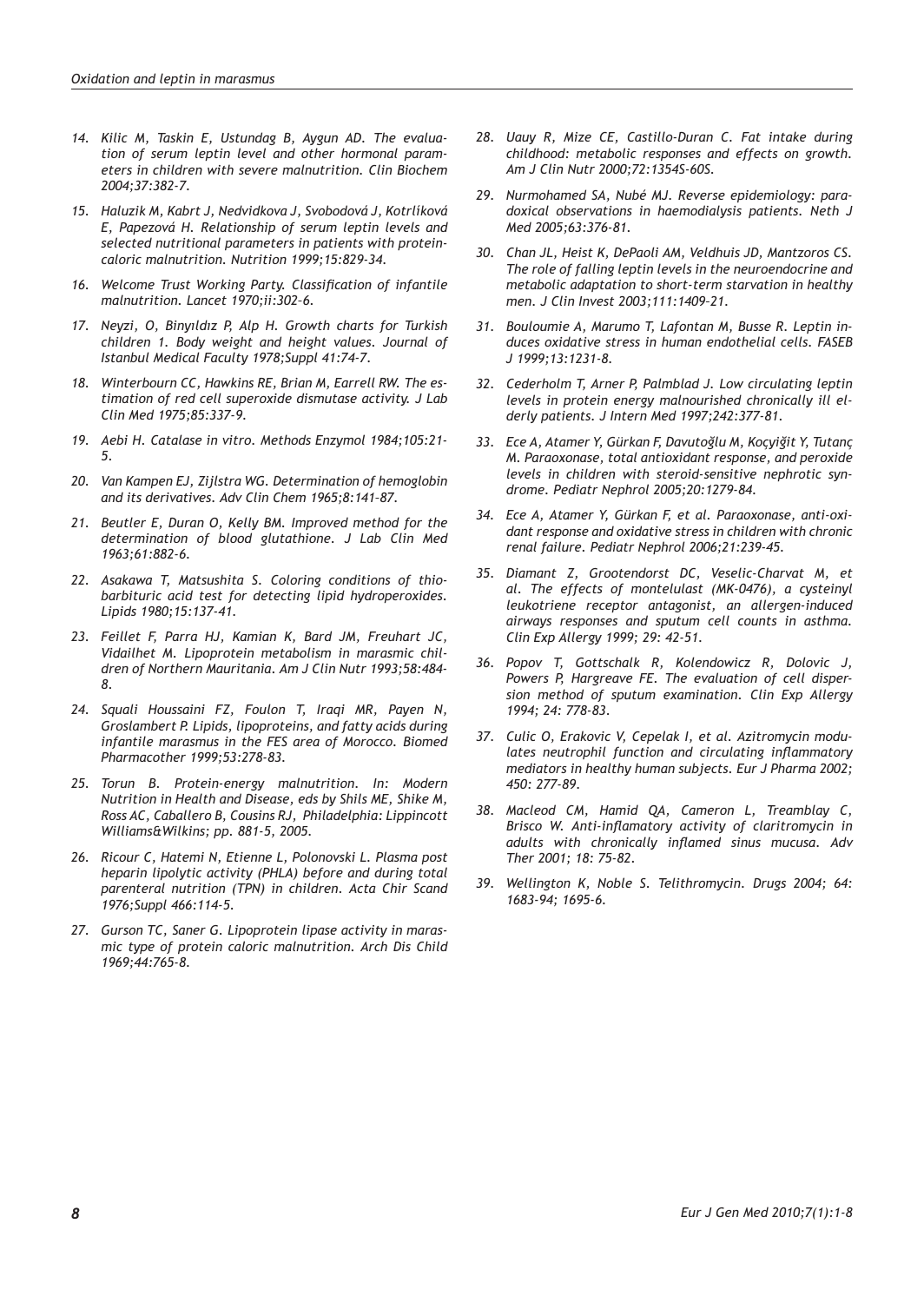14. Kilic M, Taskin E, Ustundag B, Aygun AD. The evaluation of serum leptin level and other hormonal parameters in children with severe malnutrition. Clin Biochem 2004;37:382-7.

15. Haluzik M, Kabrt J, Nedvidkova J, Svobodová J, Kotrlíková E, Papezová H. Relationship of serum leptin levels and selected nutritional parameters in patients with protein-caloric malnutrition. Nutrition 1999;15:829-34.

16. Welcome Trust Working Party. Classification of infantile malnutrition. Lancet 1970;ii:302–6.

17. Neyzi, O, Binyıldız P, Alp H. Growth charts for Turkish children 1. Body weight and height values. Journal of Istanbul Medical Faculty 1978;Suppl 41:74-7.

18. Winterbourn CC, Hawkins RE, Brian M, Earrell RW. The estimation of red cell superoxide dismutase activity. J Lab Clin Med 1975;85:337-9.

19. Aebi H. Catalase in vitro. Methods Enzymol 1984;105:21-5.

20. Van Kampen EJ, Zijlstra WG. Determination of hemoglobin and its derivatives. Adv Clin Chem 1965;8:141-87.

21. Beutler E, Duran O, Kelly BM. Improved method for the determination of blood glutathione. J Lab Clin Med 1963;61:882-6.

22. Asakawa T, Matsushita S. Coloring conditions of thiobarbituric acid test for detecting lipid hydroperoxides. Lipids 1980;15:137-41.

23. Feillet F, Parra HJ, Kamian K, Bard JM, Freuhart JC, Vidailhet M. Lipoprotein metabolism in marasmic children of Northern Mauritania. Am J Clin Nutr 1993;58:484-8.

24. Squali Houssaini FZ, Foulon T, Iraqi MR, Payen N, Groslambert P. Lipids, lipoproteins, and fatty acids during infantile marasmus in the FES area of Morocco. Biomed Pharmacother 1999;53:278-83.

25. Torun B. Protein-energy malnutrition. In: Modern Nutrition in Health and Disease, eds by Shils ME, Shike M, Ross AC, Caballero B, Cousins RJ, Philadelphia: Lippincott Williams&Wilkins; pp. 881-5, 2005.

26. Ricour C, Hatemi N, Etienne L, Polonovski L. Plasma post heparin lipolytic activity (PHLA) before and during total parenteral nutrition (TPN) in children. Acta Chir Scand 1976;Suppl 466:114-5.

27. Gurson TC, Saner G. Lipoprotein lipase activity in marasmic type of protein caloric malnutrition. Arch Dis Child 1969;44:765-8.

28. Uauy R, Mize CE, Castillo-Duran C. Fat intake during childhood: metabolic responses and effects on growth. Am J Clin Nutr 2000;72:1354S-60S.

29. Nurmohamed SA, Nubé MJ. Reverse epidemiology: paradoxical observations in haemodialysis patients. Neth J Med 2005;63:376-81.

30. Chan JL, Heist K, DePaoli AM, Veldhuis JD, Mantzoros CS. The role of falling leptin levels in the neuroendocrine and metabolic adaptation to short-term starvation in healthy men. J Clin Invest 2003;111:1409-21.

31. Bouloumie A, Marumo T, Lafontan M, Busse R. Leptin induces oxidative stress in human endothelial cells. FASEB J 1999;13:1231-8.

32. Cederholm T, Arner P, Palmblad J. Low circulating leptin levels in protein energy malnourished chronically ill elderly patients. J Intern Med 1997;242:377-81.

33. Ece A, Atamer Y, Gürkan F, Davutoğlu M, Koçyiğit Y, Tutanç M. Paraoxonase, total antioxidant response, and peroxide levels in children with steroid-sensitive nephrotic syndrome. Pediatr Nephrol 2005;20:1279-84.

34. Ece A, Atamer Y, Gürkan F, et al. Paraoxonase, anti-oxidant response and oxidative stress in children with chronic renal failure. Pediatr Nephrol 2006;21:239-45.

35. Diamant Z, Grootendorst DC, Veselic-Charvat M, et al. The effects of montelulast (MK-0476), a cysteinyl leukotriene receptor antagonist, an allergen-induced airways responses and sputum cell counts in asthma. Clin Exp Allergy 1999; 29: 42-51.

36. Popov T, Gottschalk R, Kolendowicz R, Dolovic J, Powers P, Hargreave FE. The evaluation of cell dispersion method of sputum examination. Clin Exp Allergy 1994; 24: 778-83.

37. Culic O, Erakovic V, Cepelak I, et al. Azitromycin modulates neutrophil function and circulating inflammatory mediators in healthy human subjects. Eur J Pharma 2002; 450: 277-89.

38. Macleod CM, Hamid QA, Cameron L, Treamblay C, Brisco W. Anti-inflamatory activity of claritromycin in adults with chronically inflamed sinus mucusa. Adv Ther 2001; 18: 75-82.

39. Wellington K, Noble S. Telithromycin. Drugs 2004; 64: 1683-94; 1695-6.